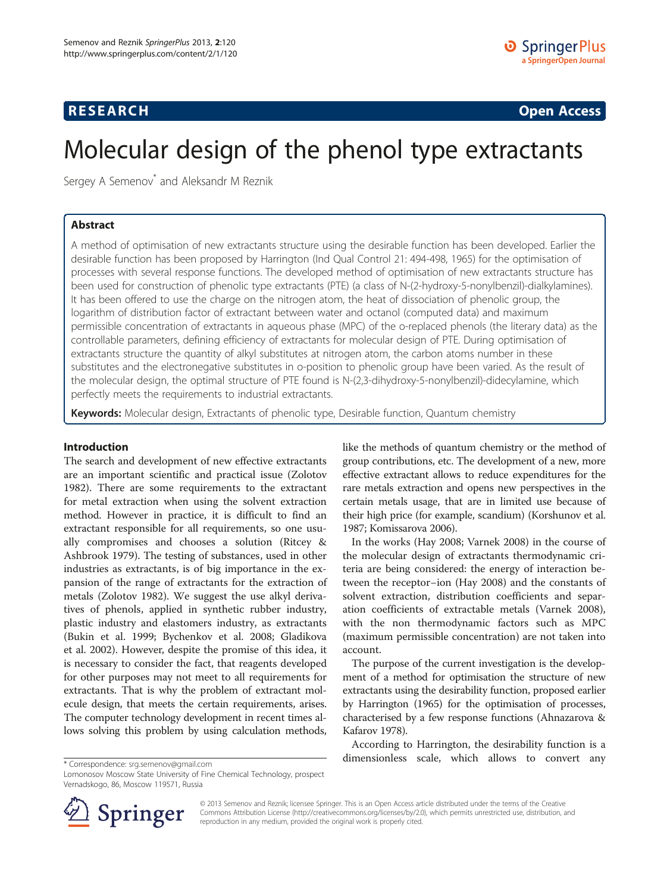RESEARCH Open Access

# Molecular design of the phenol type extractants

Sergey A Semenov* and Aleksandr M Reznik

## Abstract

A method of optimisation of new extractants structure using the desirable function has been developed. Earlier the desirable function has been proposed by Harrington (Ind Qual Control 21: 494-498, 1965) for the optimisation of processes with several response functions. The developed method of optimisation of new extractants structure has been used for construction of phenolic type extractants (PTE) (a class of N-(2-hydroxy-5-nonylbenzil)-dialkylamines). It has been offered to use the charge on the nitrogen atom, the heat of dissociation of phenolic group, the logarithm of distribution factor of extractant between water and octanol (computed data) and maximum permissible concentration of extractants in aqueous phase (MPC) of the o-replaced phenols (the literary data) as the controllable parameters, defining efficiency of extractants for molecular design of PTE. During optimisation of extractants structure the quantity of alkyl substitutes at nitrogen atom, the carbon atoms number in these substitutes and the electronegative substitutes in o-position to phenolic group have been varied. As the result of the molecular design, the optimal structure of PTE found is N-(2,3-dihydroxy-5-nonylbenzil)-didecylamine, which perfectly meets the requirements to industrial extractants.

**Keywords:** Molecular design, Extractants of phenolic type, Desirable function, Quantum chemistry

## Introduction

The search and development of new effective extractants are an important scientific and practical issue (Zolotov 1982). There are some requirements to the extractant for metal extraction when using the solvent extraction method. However in practice, it is difficult to find an extractant responsible for all requirements, so one usually compromises and chooses a solution (Ritcey & Ashbrook 1979). The testing of substances, used in other industries as extractants, is of big importance in the expansion of the range of extractants for the extraction of metals (Zolotov 1982). We suggest the use alkyl derivatives of phenols, applied in synthetic rubber industry, plastic industry and elastomers industry, as extractants (Bukin et al. 1999; Bychenkov et al. 2008; Gladikova et al. 2002). However, despite the promise of this idea, it is necessary to consider the fact, that reagents developed for other purposes may not meet to all requirements for extractants. That is why the problem of extractant molecule design, that meets the certain requirements, arises. The computer technology development in recent times allows solving this problem by using calculation methods, like the methods of quantum chemistry or the method of group contributions, etc. The development of a new, more effective extractant allows to reduce expenditures for the rare metals extraction and opens new perspectives in the certain metals usage, that are in limited use because of their high price (for example, scandium) (Korshunov et al. 1987; Komissarova 2006).

In the works (Hay 2008; Varnek 2008) in the course of the molecular design of extractants thermodynamic criteria are being considered: the energy of interaction between the receptor–ion (Hay 2008) and the constants of solvent extraction, distribution coefficients and separation coefficients of extractable metals (Varnek 2008), with the non thermodynamic factors such as MPC (maximum permissible concentration) are not taken into account.

The purpose of the current investigation is the development of a method for optimisation the structure of new extractants using the desirability function, proposed earlier by Harrington (1965) for the optimisation of processes, characterised by a few response functions (Ahnazarova & Kafarov 1978).

According to Harrington, the desirability function is a dimensionless scale, which allows to convert any

\* Correspondence: srg.semenov@gmail.com
Lomonosov Moscow State University of Fine Chemical Technology, prospect Vernadskogo, 86, Moscow 119571, Russia

© 2013 Semenov and Reznik; licensee Springer. This is an Open Access article distributed under the terms of the Creative Commons Attribution License (http://creativecommons.org/licenses/by/2.0), which permits unrestricted use, distribution, and reproduction in any medium, provided the original work is properly cited.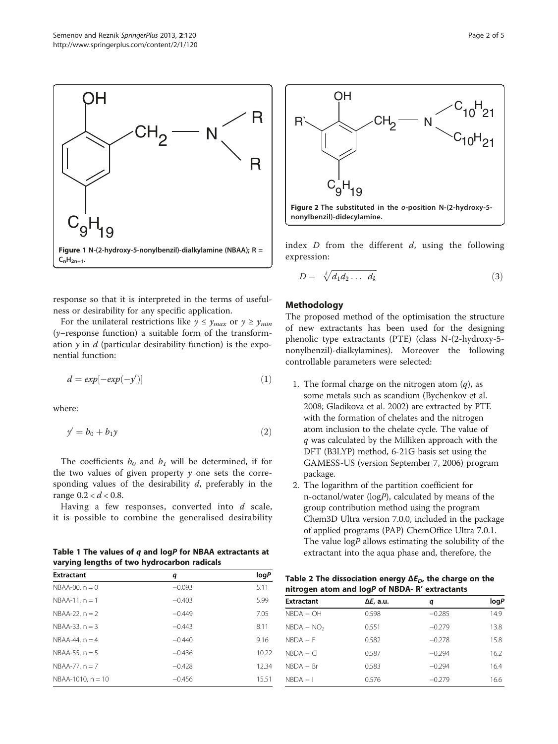Figure 1 N-(2-hydroxy-5-nonylbenzil)-dialkylamine (NBAA); R = $C_nH_{2n+1}$.

response so that it is interpreted in the terms of usefulness or desirability for any specific application.

For the unilateral restrictions like $y \le y_{max}$ or $y \ge y_{min}$ ($y$–response function) a suitable form of the transformation $y$ in $d$ (particular desirability function) is the exponential function:

$$d = exp[-exp(-y')] \tag{1}$$

where:

$$y' = b_0 + b_1 y \tag{2}$$

The coefficients $b_0$ and $b_1$ will be determined, if for the two values of given property $y$ one sets the corresponding values of the desirability $d$, preferably in the range $0.2 < d < 0.8$.

Having a few responses, converted into $d$ scale, it is possible to combine the generalised desirability index $D$ from the different $d$, using the following expression:

$$D = \sqrt[k]{d_1 d_2 \ldots \ d_k} \tag{3}$$

**Table 1 The values of $q$ and log$P$ for NBAA extractants at varying lengths of two hydrocarbon radicals**

| Extractant | $q$ | log$P$ |
|---|---|---|
| NBAA-00, n = 0 | −0.093 | 5.11 |
| NBAA-11, n = 1 | −0.403 | 5.99 |
| NBAA-22, n = 2 | −0.449 | 7.05 |
| NBAA-33, n = 3 | −0.443 | 8.11 |
| NBAA-44, n = 4 | −0.440 | 9.16 |
| NBAA-55, n = 5 | −0.436 | 10.22 |
| NBAA-77, n = 7 | −0.428 | 12.34 |
| NBAA-1010, n = 10 | −0.456 | 15.51 |

Figure 2 The substituted in the *o*-position N-(2-hydroxy-5-nonylbenzil)-didecylamine.

## Methodology

The proposed method of the optimisation the structure of new extractants has been used for the designing phenolic type extractants (PTE) (class N-(2-hydroxy-5-nonylbenzil)-dialkylamines). Moreover the following controllable parameters were selected:

1. The formal charge on the nitrogen atom ($q$), as some metals such as scandium (Bychenkov et al. 2008; Gladikova et al. 2002) are extracted by PTE with the formation of chelates and the nitrogen atom inclusion to the chelate cycle. The value of $q$ was calculated by the Milliken approach with the DFT (B3LYP) method, 6-21G basis set using the GAMESS-US (version September 7, 2006) program package.
2. The logarithm of the partition coefficient for n-octanol/water (log$P$), calculated by means of the group contribution method using the program Chem3D Ultra version 7.0.0, included in the package of applied programs (PAP) ChemOffice Ultra 7.0.1. The value log$P$ allows estimating the solubility of the extractant into the aqua phase and, therefore, the

**Table 2 The dissociation energy $\Delta E_D$, the charge on the nitrogen atom and log$P$ of NBDA- R′ extractants**

| Extractant | $\Delta E$, a.u. | $q$ | log$P$ |
|---|---|---|---|
| NBDA − OH | 0.598 | −0.285 | 14.9 |
| NBDA − $NO_2$ | 0.551 | −0.279 | 13.8 |
| NBDA − F | 0.582 | −0.278 | 15.8 |
| NBDA − Cl | 0.587 | −0.294 | 16.2 |
| NBDA − Br | 0.583 | −0.294 | 16.4 |
| NBDA − I | 0.576 | −0.279 | 16.6 |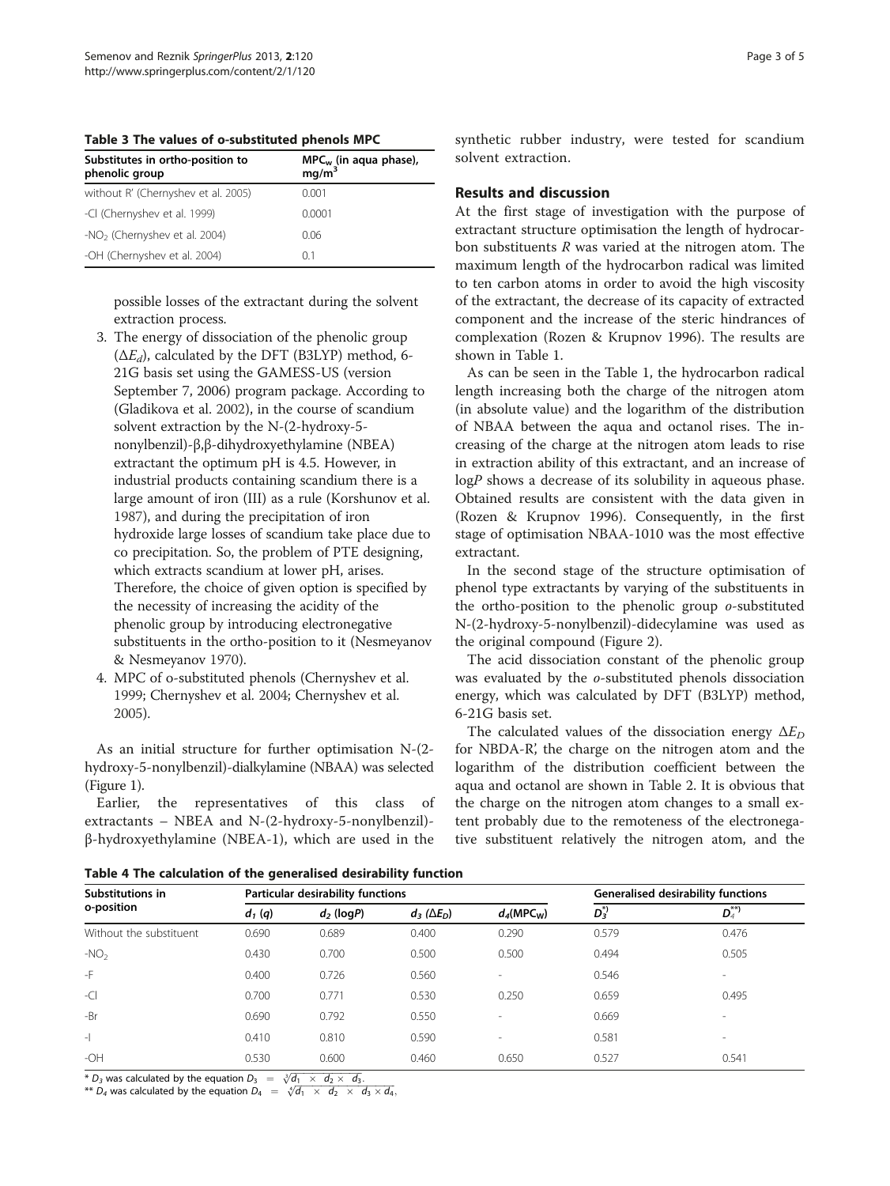**Table 3 The values of o-substituted phenols MPC**

| Substitutes in ortho-position to phenolic group | $MPC_w$ (in aqua phase), $mg/m^3$ |
|---|---|
| without R' (Chernyshev et al. 2005) | 0.001 |
| -Cl (Chernyshev et al. 1999) | 0.0001 |
| $-NO_2$ (Chernyshev et al. 2004) | 0.06 |
| -OH (Chernyshev et al. 2004) | 0.1 |

possible losses of the extractant during the solvent extraction process.

3. The energy of dissociation of the phenolic group ($\Delta E_d$), calculated by the DFT (B3LYP) method, 6-21G basis set using the GAMESS-US (version September 7, 2006) program package. According to (Gladikova et al. 2002), in the course of scandium solvent extraction by the N-(2-hydroxy-5-nonylbenzil)-β,β-dihydroxyethylamine (NBEA) extractant the optimum pH is 4.5. However, in industrial products containing scandium there is a large amount of iron (III) as a rule (Korshunov et al. 1987), and during the precipitation of iron hydroxide large losses of scandium take place due to co precipitation. So, the problem of PTE designing, which extracts scandium at lower pH, arises. Therefore, the choice of given option is specified by the necessity of increasing the acidity of the phenolic group by introducing electronegative substituents in the ortho-position to it (Nesmeyanov & Nesmeyanov 1970).
4. MPC of o-substituted phenols (Chernyshev et al. 1999; Chernyshev et al. 2004; Chernyshev et al. 2005).

As an initial structure for further optimisation N-(2-hydroxy-5-nonylbenzil)-dialkylamine (NBAA) was selected (Figure 1).

Earlier, the representatives of this class of extractants – NBEA and N-(2-hydroxy-5-nonylbenzil)-β-hydroxyethylamine (NBEA-1), which are used in the synthetic rubber industry, were tested for scandium solvent extraction.

## Results and discussion

At the first stage of investigation with the purpose of extractant structure optimisation the length of hydrocarbon substituents *R* was varied at the nitrogen atom. The maximum length of the hydrocarbon radical was limited to ten carbon atoms in order to avoid the high viscosity of the extractant, the decrease of its capacity of extracted component and the increase of the steric hindrances of complexation (Rozen & Krupnov 1996). The results are shown in Table 1.

As can be seen in the Table 1, the hydrocarbon radical length increasing both the charge of the nitrogen atom (in absolute value) and the logarithm of the distribution of NBAA between the aqua and octanol rises. The increasing of the charge at the nitrogen atom leads to rise in extraction ability of this extractant, and an increase of log*P* shows a decrease of its solubility in aqueous phase. Obtained results are consistent with the data given in (Rozen & Krupnov 1996). Consequently, in the first stage of optimisation NBAA-1010 was the most effective extractant.

In the second stage of the structure optimisation of phenol type extractants by varying of the substituents in the ortho-position to the phenolic group *o*-substituted N-(2-hydroxy-5-nonylbenzil)-didecylamine was used as the original compound (Figure 2).

The acid dissociation constant of the phenolic group was evaluated by the *o*-substituted phenols dissociation energy, which was calculated by DFT (B3LYP) method, 6-21G basis set.

The calculated values of the dissociation energy $\Delta E_D$ for NBDA-R', the charge on the nitrogen atom and the logarithm of the distribution coefficient between the aqua and octanol are shown in Table 2. It is obvious that the charge on the nitrogen atom changes to a small extent probably due to the remoteness of the electronegative substituent relatively the nitrogen atom, and the

**Table 4 The calculation of the generalised desirability function**

| Substitutions in o-position | Particular desirability functions | | | | Generalised desirability functions | |
|---|---|---|---|---|---|---|
| | $d_1$ (*q*) | $d_2$ (log*P*) | $d_3$ ($\Delta E_D$) | $d_4$($MPC_W$) | $D_3^{*)}$ | $D_4^{**)}$ |
| Without the substituent | 0.690 | 0.689 | 0.400 | 0.290 | 0.579 | 0.476 |
| $-NO_2$ | 0.430 | 0.700 | 0.500 | 0.500 | 0.494 | 0.505 |
| -F | 0.400 | 0.726 | 0.560 | - | 0.546 | - |
| -Cl | 0.700 | 0.771 | 0.530 | 0.250 | 0.659 | 0.495 |
| -Br | 0.690 | 0.792 | 0.550 | - | 0.669 | - |
| -I | 0.410 | 0.810 | 0.590 | - | 0.581 | - |
| -OH | 0.530 | 0.600 | 0.460 | 0.650 | 0.527 | 0.541 |

\* $D_3$ was calculated by the equation $D_3 = \sqrt[3]{d_1 \times d_2 \times d_3}$.

\*\* $D_4$ was calculated by the equation $D_4 = \sqrt[4]{d_1 \times d_2 \times d_3 \times d_4}$.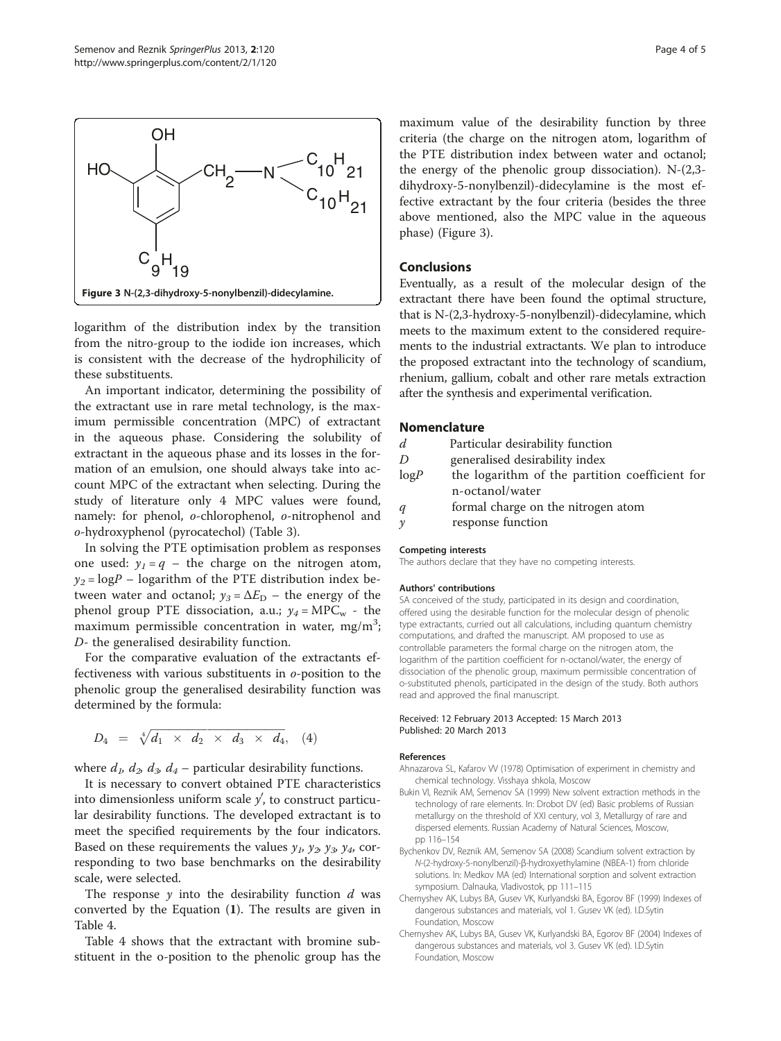Figure 3 N-(2,3-dihydroxy-5-nonylbenzil)-didecylamine.

logarithm of the distribution index by the transition from the nitro-group to the iodide ion increases, which is consistent with the decrease of the hydrophilicity of these substituents.

An important indicator, determining the possibility of the extractant use in rare metal technology, is the maximum permissible concentration (MPC) of extractant in the aqueous phase. Considering the solubility of extractant in the aqueous phase and its losses in the formation of an emulsion, one should always take into account MPC of the extractant when selecting. During the study of literature only 4 MPC values were found, namely: for phenol, *o*-chlorophenol, *o*-nitrophenol and *o*-hydroxyphenol (pyrocatechol) (Table 3).

In solving the PTE optimisation problem as responses one used: $y_1 = q$ – the charge on the nitrogen atom, $y_2 = \log P$ – logarithm of the PTE distribution index between water and octanol; $y_3 = \Delta E_D$ – the energy of the phenol group PTE dissociation, a.u.; $y_4 = MPC_w$ - the maximum permissible concentration in water, mg/m$^3$; $D$- the generalised desirability function.

For the comparative evaluation of the extractants effectiveness with various substituents in *o*-position to the phenolic group the generalised desirability function was determined by the formula:

$$D_4 = \sqrt[4]{d_1 \times d_2 \times d_3 \times d_4}, \quad (4)$$

where $d_1$, $d_2$, $d_3$, $d_4$ – particular desirability functions.

It is necessary to convert obtained PTE characteristics into dimensionless uniform scale $y'$, to construct particular desirability functions. The developed extractant is to meet the specified requirements by the four indicators. Based on these requirements the values $y_1$, $y_2$, $y_3$, $y_4$, corresponding to two base benchmarks on the desirability scale, were selected.

The response $y$ into the desirability function $d$ was converted by the Equation (**1**). The results are given in Table 4.

Table 4 shows that the extractant with bromine substituent in the o-position to the phenolic group has the maximum value of the desirability function by three criteria (the charge on the nitrogen atom, logarithm of the PTE distribution index between water and octanol; the energy of the phenolic group dissociation). N-(2,3-dihydroxy-5-nonylbenzil)-didecylamine is the most effective extractant by the four criteria (besides the three above mentioned, also the MPC value in the aqueous phase) (Figure 3).

## Conclusions

Eventually, as a result of the molecular design of the extractant there have been found the optimal structure, that is N-(2,3-hydroxy-5-nonylbenzil)-didecylamine, which meets to the maximum extent to the considered requirements to the industrial extractants. We plan to introduce the proposed extractant into the technology of scandium, rhenium, gallium, cobalt and other rare metals extraction after the synthesis and experimental verification.

## Nomenclature

| | |
|---|---|
| $d$ | Particular desirability function |
| $D$ | generalised desirability index |
| $\log P$ | the logarithm of the partition coefficient for n-octanol/water |
| $q$ | formal charge on the nitrogen atom |
| $y$ | response function |

#### Competing interests

The authors declare that they have no competing interests.

#### Authors' contributions

SA conceived of the study, participated in its design and coordination, offered using the desirable function for the molecular design of phenolic type extractants, curried out all calculations, including quantum chemistry computations, and drafted the manuscript. AM proposed to use as controllable parameters the formal charge on the nitrogen atom, the logarithm of the partition coefficient for n-octanol/water, the energy of dissociation of the phenolic group, maximum permissible concentration of o-substituted phenols, participated in the design of the study. Both authors read and approved the final manuscript.

Received: 12 February 2013 Accepted: 15 March 2013
Published: 20 March 2013

#### References

Ahnazarova SL, Kafarov VV (1978) Optimisation of experiment in chemistry and chemical technology. Visshaya shkola, Moscow

Bukin VI, Reznik AM, Semenov SA (1999) New solvent extraction methods in the technology of rare elements. In: Drobot DV (ed) Basic problems of Russian metallurgy on the threshold of XXI century, vol 3, Metallurgy of rare and dispersed elements. Russian Academy of Natural Sciences, Moscow, pp 116–154

Bychenkov DV, Reznik AM, Semenov SA (2008) Scandium solvent extraction by *N*-(2-hydroxy-5-nonylbenzil)-β-hydroxyethylamine (NBEA-1) from chloride solutions. In: Medkov MA (ed) International sorption and solvent extraction symposium. Dalnauka, Vladivostok, pp 111–115

Chernyshev AK, Lubys BA, Gusev VK, Kurlyandski BA, Egorov BF (1999) Indexes of dangerous substances and materials, vol 1. Gusev VK (ed). I.D.Sytin Foundation, Moscow

Chernyshev AK, Lubys BA, Gusev VK, Kurlyandski BA, Egorov BF (2004) Indexes of dangerous substances and materials, vol 3. Gusev VK (ed). I.D.Sytin Foundation, Moscow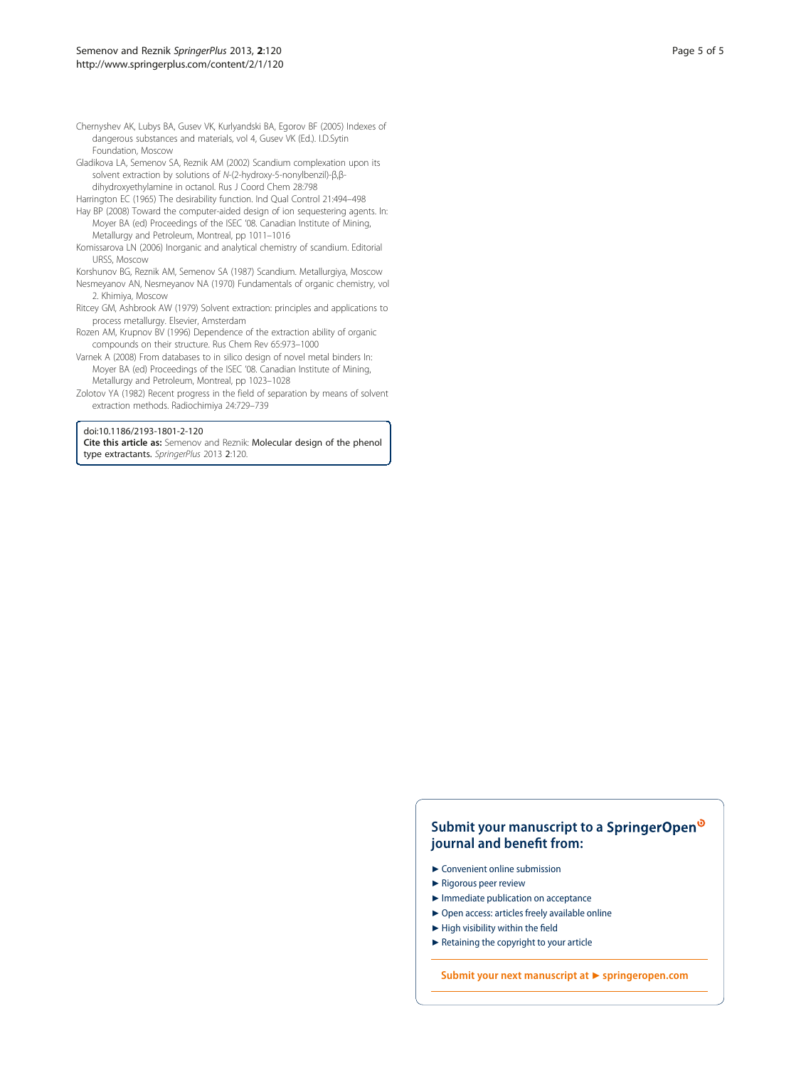Chernyshev AK, Lubys BA, Gusev VK, Kurlyandski BA, Egorov BF (2005) Indexes of dangerous substances and materials, vol 4, Gusev VK (Ed.). I.D.Sytin Foundation, Moscow

Gladikova LA, Semenov SA, Reznik AM (2002) Scandium complexation upon its solvent extraction by solutions of *N*-(2-hydroxy-5-nonylbenzil)-β,β-dihydroxyethylamine in octanol. Rus J Coord Chem 28:798

Harrington EC (1965) The desirability function. Ind Qual Control 21:494–498

Hay BP (2008) Toward the computer-aided design of ion sequestering agents. In: Moyer BA (ed) Proceedings of the ISEC '08. Canadian Institute of Mining, Metallurgy and Petroleum, Montreal, pp 1011–1016

Komissarova LN (2006) Inorganic and analytical chemistry of scandium. Editorial URSS, Moscow

Korshunov BG, Reznik AM, Semenov SA (1987) Scandium. Metallurgiya, Moscow

Nesmeyanov AN, Nesmeyanov NA (1970) Fundamentals of organic chemistry, vol 2. Khimiya, Moscow

Ritcey GM, Ashbrook AW (1979) Solvent extraction: principles and applications to process metallurgy. Elsevier, Amsterdam

Rozen AM, Krupnov BV (1996) Dependence of the extraction ability of organic compounds on their structure. Rus Chem Rev 65:973–1000

Varnek A (2008) From databases to in silico design of novel metal binders In: Moyer BA (ed) Proceedings of the ISEC '08. Canadian Institute of Mining, Metallurgy and Petroleum, Montreal, pp 1023–1028

Zolotov YA (1982) Recent progress in the field of separation by means of solvent extraction methods. Radiochimiya 24:729–739

doi:10.1186/2193-1801-2-120

**Cite this article as:** Semenov and Reznik: Molecular design of the phenol type extractants. *SpringerPlus* 2013 **2**:120.

**Submit your manuscript to a SpringerOpen journal and benefit from:**

- ► Convenient online submission
- ► Rigorous peer review
- ► Immediate publication on acceptance
- ► Open access: articles freely available online
- ► High visibility within the field
- ► Retaining the copyright to your article

**Submit your next manuscript at ► springeropen.com**